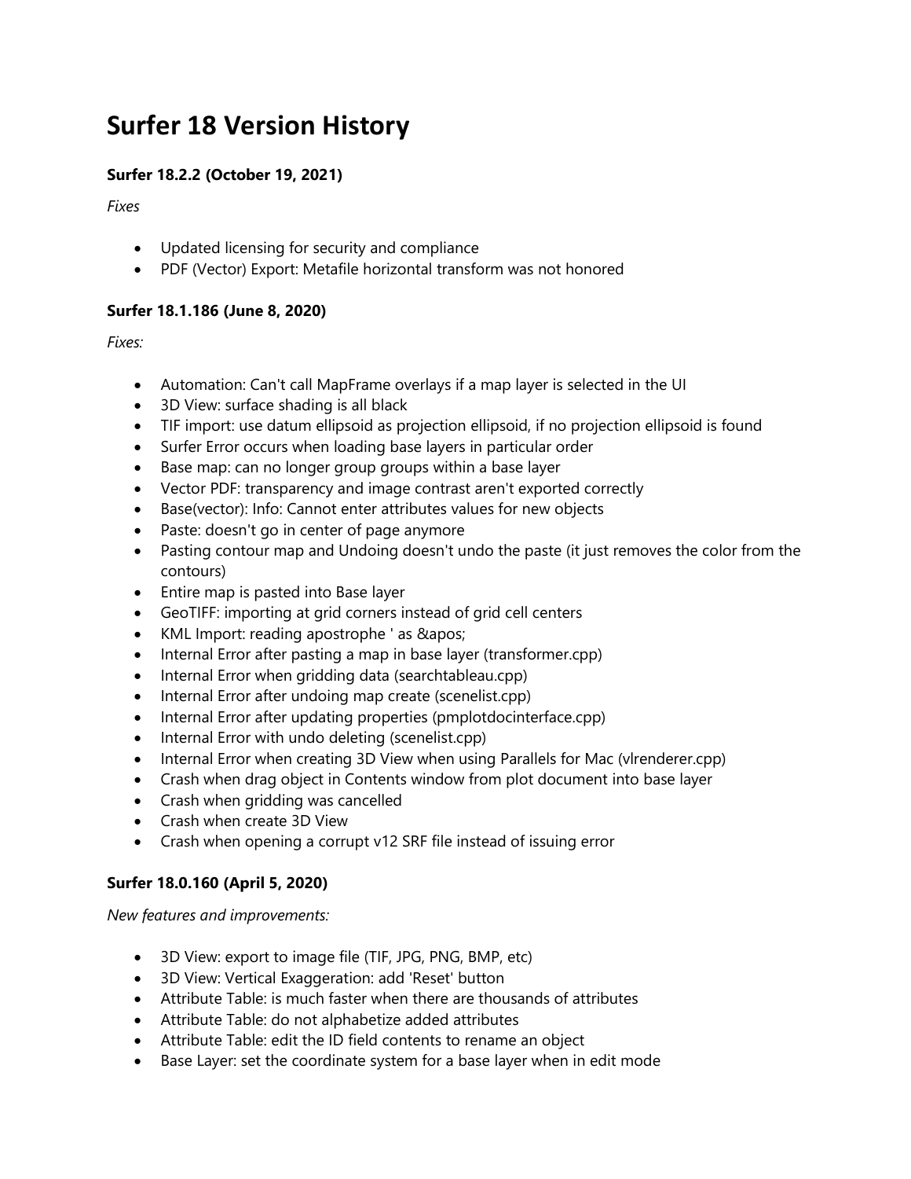# Surfer 18 Version History

### Surfer 18.2.2 (October 19, 2021)

*Fixes*

- Updated licensing for security and compliance
- PDF (Vector) Export: Metafile horizontal transform was not honored

### Surfer 18.1.186 (June 8, 2020)

*Fixes:*

- Automation: Can't call MapFrame overlays if a map layer is selected in the UI
- 3D View: surface shading is all black
- TIF import: use datum ellipsoid as projection ellipsoid, if no projection ellipsoid is found
- Surfer Error occurs when loading base layers in particular order
- Base map: can no longer group groups within a base layer
- Vector PDF: transparency and image contrast aren't exported correctly
- Base(vector): Info: Cannot enter attributes values for new objects
- Paste: doesn't go in center of page anymore
- Pasting contour map and Undoing doesn't undo the paste (it just removes the color from the contours)
- Entire map is pasted into Base layer
- GeoTIFF: importing at grid corners instead of grid cell centers
- KML Import: reading apostrophe ' as &apos;
- Internal Error after pasting a map in base layer (transformer.cpp)
- Internal Error when gridding data (searchtableau.cpp)
- Internal Error after undoing map create (scenelist.cpp)
- Internal Error after updating properties (pmplotdocinterface.cpp)
- Internal Error with undo deleting (scenelist.cpp)
- Internal Error when creating 3D View when using Parallels for Mac (vlrenderer.cpp)
- Crash when drag object in Contents window from plot document into base layer
- Crash when gridding was cancelled
- Crash when create 3D View
- Crash when opening a corrupt v12 SRF file instead of issuing error

### Surfer 18.0.160 (April 5, 2020)

*New features and improvements:*

- 3D View: export to image file (TIF, JPG, PNG, BMP, etc)
- 3D View: Vertical Exaggeration: add 'Reset' button
- Attribute Table: is much faster when there are thousands of attributes
- Attribute Table: do not alphabetize added attributes
- Attribute Table: edit the ID field contents to rename an object
- Base Layer: set the coordinate system for a base layer when in edit mode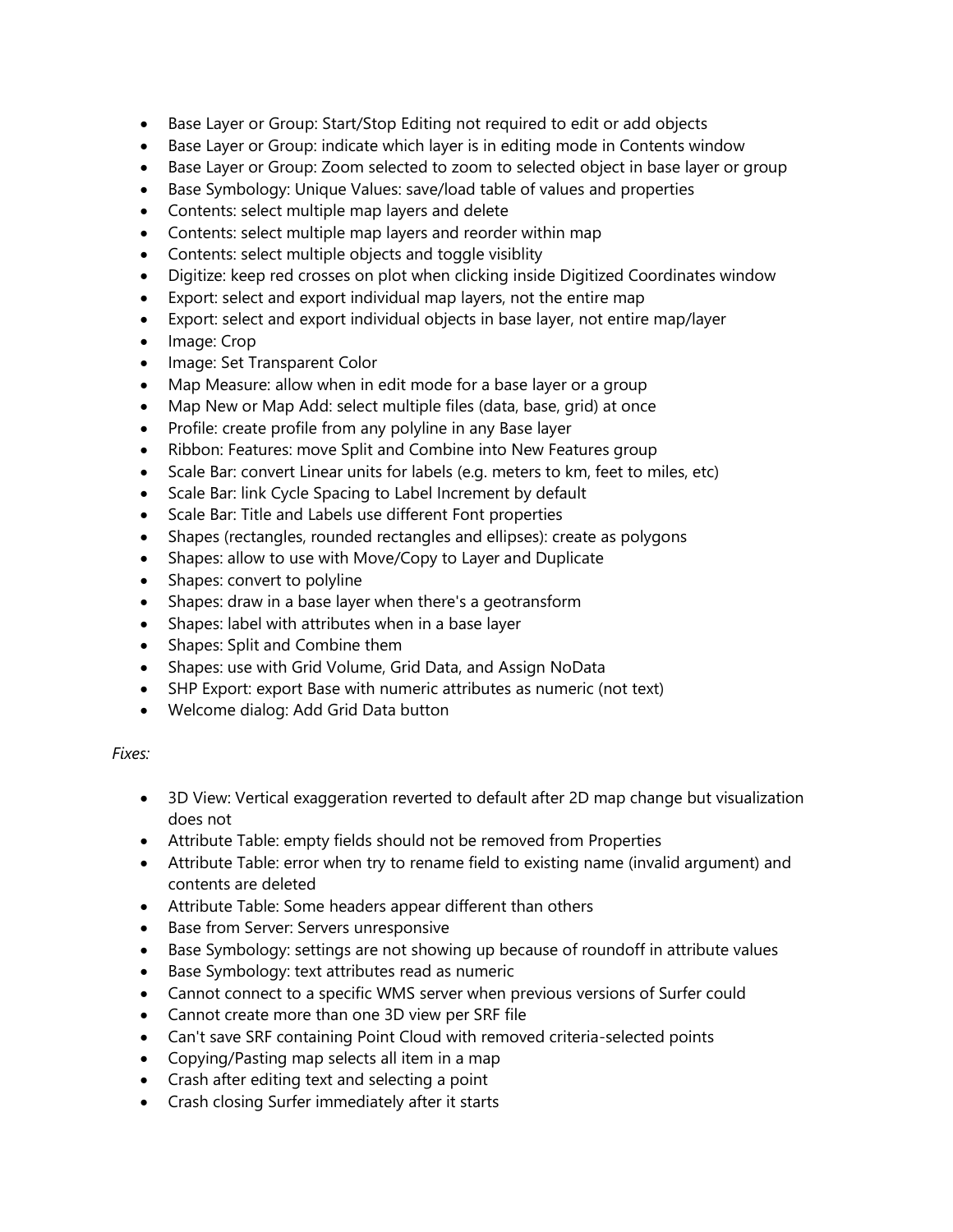- Base Layer or Group: Start/Stop Editing not required to edit or add objects
- Base Layer or Group: indicate which layer is in editing mode in Contents window
- Base Layer or Group: Zoom selected to zoom to selected object in base layer or group
- Base Symbology: Unique Values: save/load table of values and properties
- Contents: select multiple map layers and delete
- Contents: select multiple map layers and reorder within map
- Contents: select multiple objects and toggle visiblity
- Digitize: keep red crosses on plot when clicking inside Digitized Coordinates window
- Export: select and export individual map layers, not the entire map
- Export: select and export individual objects in base layer, not entire map/layer
- Image: Crop
- Image: Set Transparent Color
- Map Measure: allow when in edit mode for a base layer or a group
- Map New or Map Add: select multiple files (data, base, grid) at once
- Profile: create profile from any polyline in any Base layer
- Ribbon: Features: move Split and Combine into New Features group
- Scale Bar: convert Linear units for labels (e.g. meters to km, feet to miles, etc)
- Scale Bar: link Cycle Spacing to Label Increment by default
- Scale Bar: Title and Labels use different Font properties
- Shapes (rectangles, rounded rectangles and ellipses): create as polygons
- Shapes: allow to use with Move/Copy to Layer and Duplicate
- Shapes: convert to polyline
- Shapes: draw in a base layer when there's a geotransform
- Shapes: label with attributes when in a base layer
- Shapes: Split and Combine them
- Shapes: use with Grid Volume, Grid Data, and Assign NoData
- SHP Export: export Base with numeric attributes as numeric (not text)
- Welcome dialog: Add Grid Data button

*Fixes:*

- 3D View: Vertical exaggeration reverted to default after 2D map change but visualization does not
- Attribute Table: empty fields should not be removed from Properties
- Attribute Table: error when try to rename field to existing name (invalid argument) and contents are deleted
- Attribute Table: Some headers appear different than others
- Base from Server: Servers unresponsive
- Base Symbology: settings are not showing up because of roundoff in attribute values
- Base Symbology: text attributes read as numeric
- Cannot connect to a specific WMS server when previous versions of Surfer could
- Cannot create more than one 3D view per SRF file
- Can't save SRF containing Point Cloud with removed criteria-selected points
- Copying/Pasting map selects all item in a map
- Crash after editing text and selecting a point
- Crash closing Surfer immediately after it starts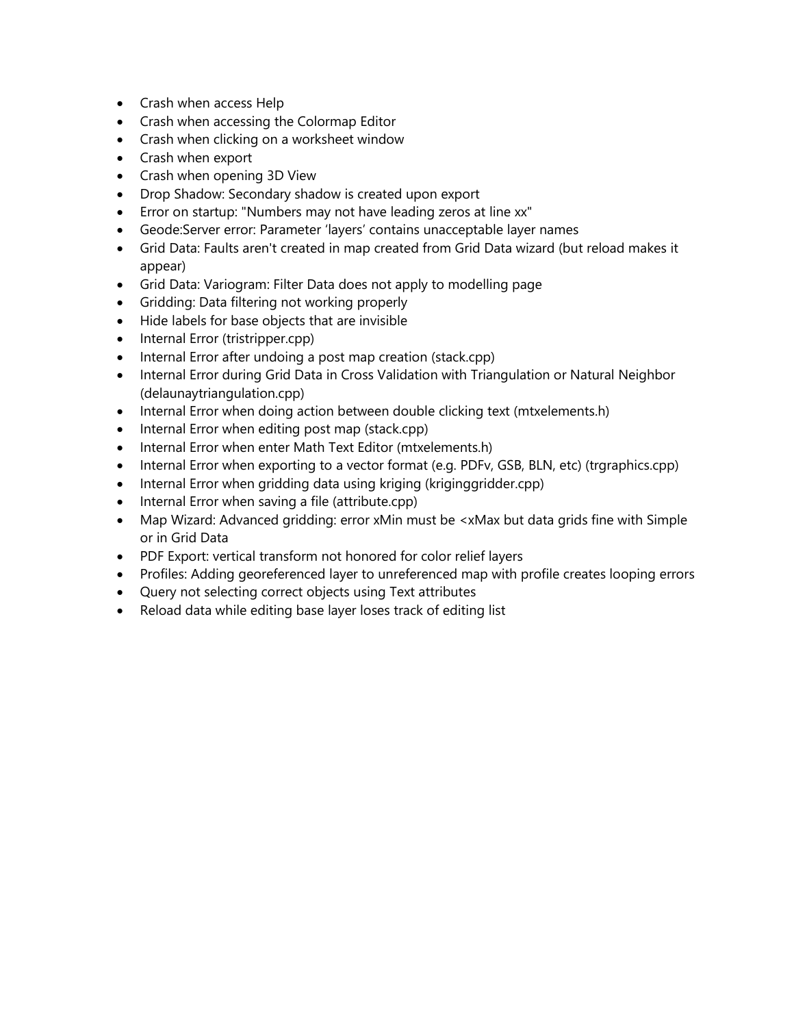- Crash when access Help
- Crash when accessing the Colormap Editor
- Crash when clicking on a worksheet window
- Crash when export
- Crash when opening 3D View
- Drop Shadow: Secondary shadow is created upon export
- Error on startup: "Numbers may not have leading zeros at line xx"
- Geode:Server error: Parameter 'layers' contains unacceptable layer names
- Grid Data: Faults aren't created in map created from Grid Data wizard (but reload makes it appear)
- Grid Data: Variogram: Filter Data does not apply to modelling page
- Gridding: Data filtering not working properly
- Hide labels for base objects that are invisible
- Internal Error (tristripper.cpp)
- Internal Error after undoing a post map creation (stack.cpp)
- Internal Error during Grid Data in Cross Validation with Triangulation or Natural Neighbor (delaunaytriangulation.cpp)
- Internal Error when doing action between double clicking text (mtxelements.h)
- Internal Error when editing post map (stack.cpp)
- Internal Error when enter Math Text Editor (mtxelements.h)
- Internal Error when exporting to a vector format (e.g. PDFv, GSB, BLN, etc) (trgraphics.cpp)
- Internal Error when gridding data using kriging (kriginggridder.cpp)
- Internal Error when saving a file (attribute.cpp)
- Map Wizard: Advanced gridding: error xMin must be <xMax but data grids fine with Simple or in Grid Data
- PDF Export: vertical transform not honored for color relief layers
- Profiles: Adding georeferenced layer to unreferenced map with profile creates looping errors
- Query not selecting correct objects using Text attributes
- Reload data while editing base layer loses track of editing list